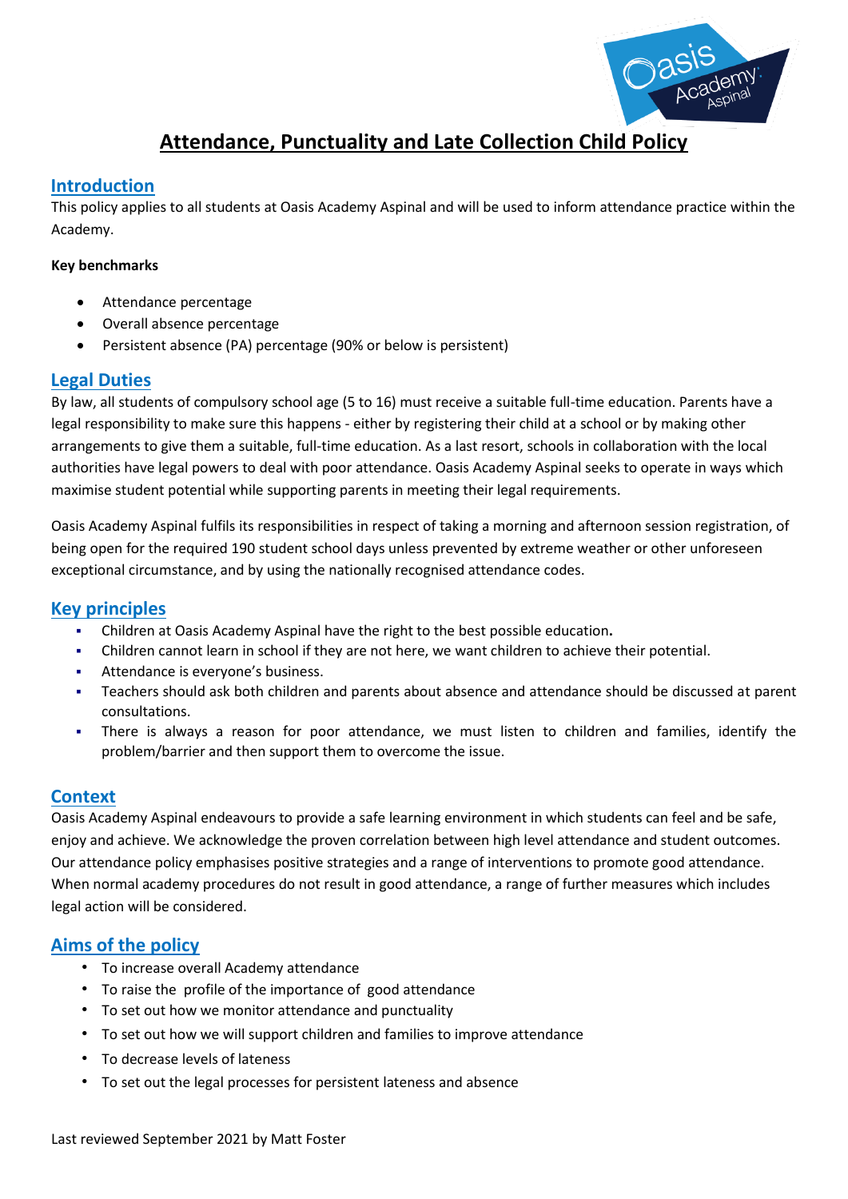# Attendance, Punctuality and Late Collection Child Policy

## Introduction

This policy applies to all students at Oasis Academy Aspinal and will be used to inform attendance practice within the Academy.

**Key benchmarks**

- Attendance percentage
- Overall absence percentage
- Persistent absence (PA) percentage (90% or below is persistent)

## Legal Duties

By law, all students of compulsory school age (5 to 16) must receive a suitable full-time education. Parents have a legal responsibility to make sure this happens - either by registering their child at a school or by making other arrangements to give them a suitable, full-time education. As a last resort, schools in collaboration with the local authorities have legal powers to deal with poor attendance. Oasis Academy Aspinal seeks to operate in ways which maximise student potential while supporting parents in meeting their legal requirements.

Oasis Academy Aspinal fulfils its responsibilities in respect of taking a morning and afternoon session registration, of being open for the required 190 student school days unless prevented by extreme weather or other unforeseen exceptional circumstance, and by using the nationally recognised attendance codes.

## Key principles

- Children at Oasis Academy Aspinal have the right to the best possible education**.**
- Children cannot learn in school if they are not here, we want children to achieve their potential.
- Attendance is everyone's business.
- Teachers should ask both children and parents about absence and attendance should be discussed at parent consultations.
- There is always a reason for poor attendance, we must listen to children and families, identify the problem/barrier and then support them to overcome the issue.

## Context

Oasis Academy Aspinal endeavours to provide a safe learning environment in which students can feel and be safe, enjoy and achieve. We acknowledge the proven correlation between high level attendance and student outcomes. Our attendance policy emphasises positive strategies and a range of interventions to promote good attendance. When normal academy procedures do not result in good attendance, a range of further measures which includes legal action will be considered.

## Aims of the policy

- To increase overall Academy attendance
- To raise the profile of the importance of good attendance
- To set out how we monitor attendance and punctuality
- To set out how we will support children and families to improve attendance
- To decrease levels of lateness
- To set out the legal processes for persistent lateness and absence

Last reviewed September 2021 by Matt Foster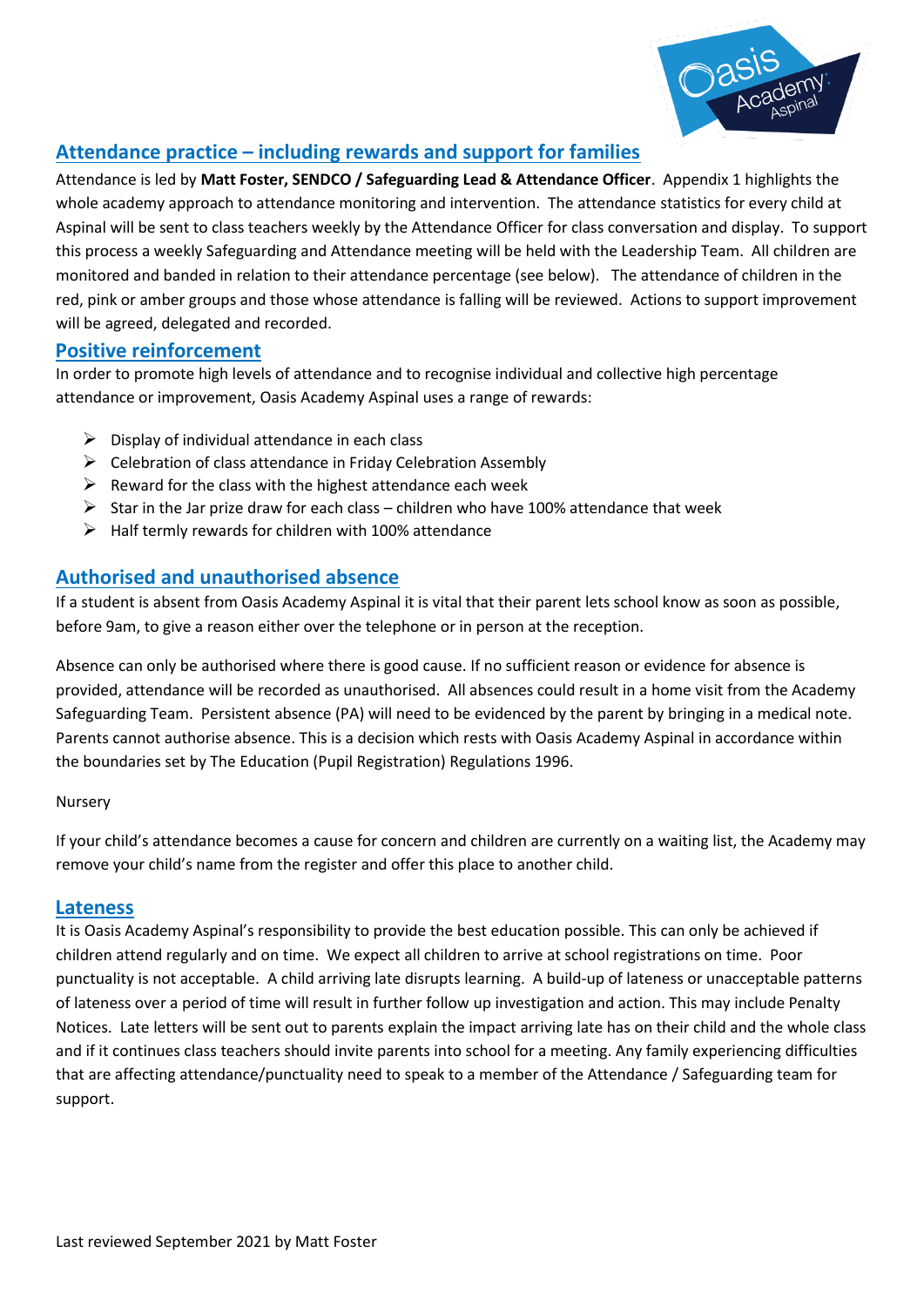## Attendance practice – including rewards and support for families

Attendance is led by **Matt Foster, SENDCO / Safeguarding Lead & Attendance Officer**. Appendix 1 highlights the whole academy approach to attendance monitoring and intervention. The attendance statistics for every child at Aspinal will be sent to class teachers weekly by the Attendance Officer for class conversation and display. To support this process a weekly Safeguarding and Attendance meeting will be held with the Leadership Team. All children are monitored and banded in relation to their attendance percentage (see below). The attendance of children in the red, pink or amber groups and those whose attendance is falling will be reviewed. Actions to support improvement will be agreed, delegated and recorded.

## Positive reinforcement

In order to promote high levels of attendance and to recognise individual and collective high percentage attendance or improvement, Oasis Academy Aspinal uses a range of rewards:

- Display of individual attendance in each class
- Celebration of class attendance in Friday Celebration Assembly
- Reward for the class with the highest attendance each week
- Star in the Jar prize draw for each class – children who have 100% attendance that week
- Half termly rewards for children with 100% attendance

## Authorised and unauthorised absence

If a student is absent from Oasis Academy Aspinal it is vital that their parent lets school know as soon as possible, before 9am, to give a reason either over the telephone or in person at the reception.

Absence can only be authorised where there is good cause. If no sufficient reason or evidence for absence is provided, attendance will be recorded as unauthorised. All absences could result in a home visit from the Academy Safeguarding Team. Persistent absence (PA) will need to be evidenced by the parent by bringing in a medical note. Parents cannot authorise absence. This is a decision which rests with Oasis Academy Aspinal in accordance within the boundaries set by The Education (Pupil Registration) Regulations 1996.

Nursery

If your child's attendance becomes a cause for concern and children are currently on a waiting list, the Academy may remove your child's name from the register and offer this place to another child.

## Lateness

It is Oasis Academy Aspinal's responsibility to provide the best education possible. This can only be achieved if children attend regularly and on time. We expect all children to arrive at school registrations on time. Poor punctuality is not acceptable. A child arriving late disrupts learning. A build-up of lateness or unacceptable patterns of lateness over a period of time will result in further follow up investigation and action. This may include Penalty Notices. Late letters will be sent out to parents explain the impact arriving late has on their child and the whole class and if it continues class teachers should invite parents into school for a meeting. Any family experiencing difficulties that are affecting attendance/punctuality need to speak to a member of the Attendance / Safeguarding team for support.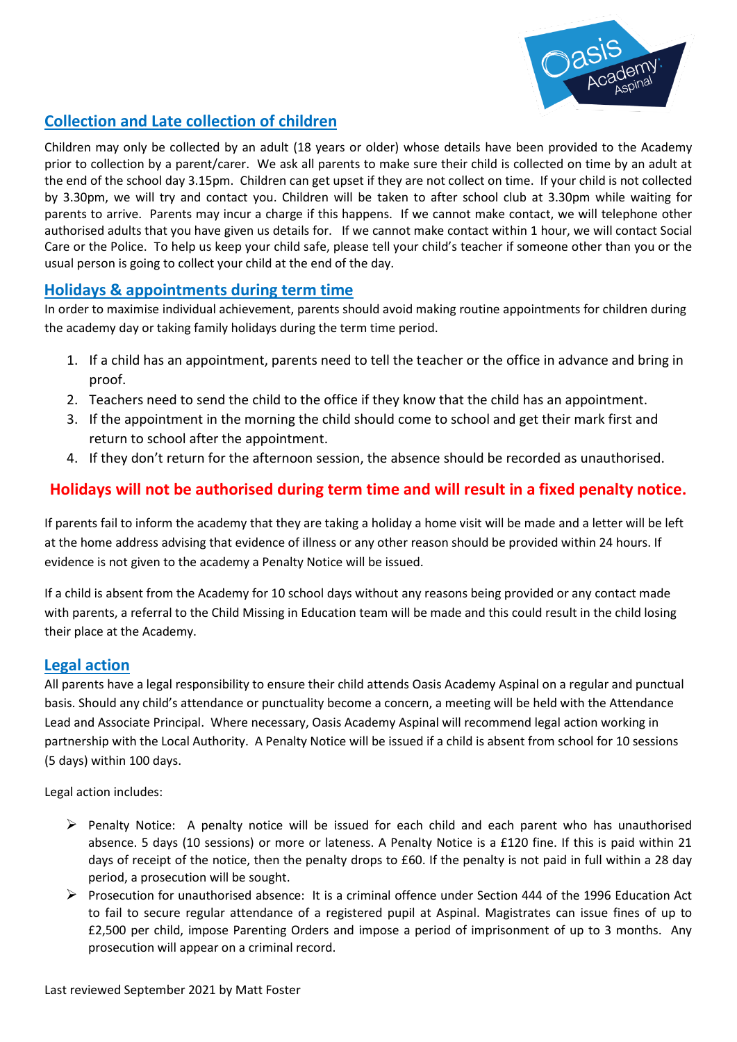## Collection and Late collection of children

Children may only be collected by an adult (18 years or older) whose details have been provided to the Academy prior to collection by a parent/carer. We ask all parents to make sure their child is collected on time by an adult at the end of the school day 3.15pm. Children can get upset if they are not collect on time. If your child is not collected by 3.30pm, we will try and contact you. Children will be taken to after school club at 3.30pm while waiting for parents to arrive. Parents may incur a charge if this happens. If we cannot make contact, we will telephone other authorised adults that you have given us details for. If we cannot make contact within 1 hour, we will contact Social Care or the Police. To help us keep your child safe, please tell your child's teacher if someone other than you or the usual person is going to collect your child at the end of the day.

## Holidays & appointments during term time

In order to maximise individual achievement, parents should avoid making routine appointments for children during the academy day or taking family holidays during the term time period.

1. If a child has an appointment, parents need to tell the teacher or the office in advance and bring in proof.
2. Teachers need to send the child to the office if they know that the child has an appointment.
3. If the appointment in the morning the child should come to school and get their mark first and return to school after the appointment.
4. If they don't return for the afternoon session, the absence should be recorded as unauthorised.

**Holidays will not be authorised during term time and will result in a fixed penalty notice.**

If parents fail to inform the academy that they are taking a holiday a home visit will be made and a letter will be left at the home address advising that evidence of illness or any other reason should be provided within 24 hours. If evidence is not given to the academy a Penalty Notice will be issued.

If a child is absent from the Academy for 10 school days without any reasons being provided or any contact made with parents, a referral to the Child Missing in Education team will be made and this could result in the child losing their place at the Academy.

## Legal action

All parents have a legal responsibility to ensure their child attends Oasis Academy Aspinal on a regular and punctual basis. Should any child's attendance or punctuality become a concern, a meeting will be held with the Attendance Lead and Associate Principal. Where necessary, Oasis Academy Aspinal will recommend legal action working in partnership with the Local Authority. A Penalty Notice will be issued if a child is absent from school for 10 sessions (5 days) within 100 days.

Legal action includes:

- Penalty Notice: A penalty notice will be issued for each child and each parent who has unauthorised absence. 5 days (10 sessions) or more or lateness. A Penalty Notice is a £120 fine. If this is paid within 21 days of receipt of the notice, then the penalty drops to £60. If the penalty is not paid in full within a 28 day period, a prosecution will be sought.
- Prosecution for unauthorised absence: It is a criminal offence under Section 444 of the 1996 Education Act to fail to secure regular attendance of a registered pupil at Aspinal. Magistrates can issue fines of up to £2,500 per child, impose Parenting Orders and impose a period of imprisonment of up to 3 months. Any prosecution will appear on a criminal record.

Last reviewed September 2021 by Matt Foster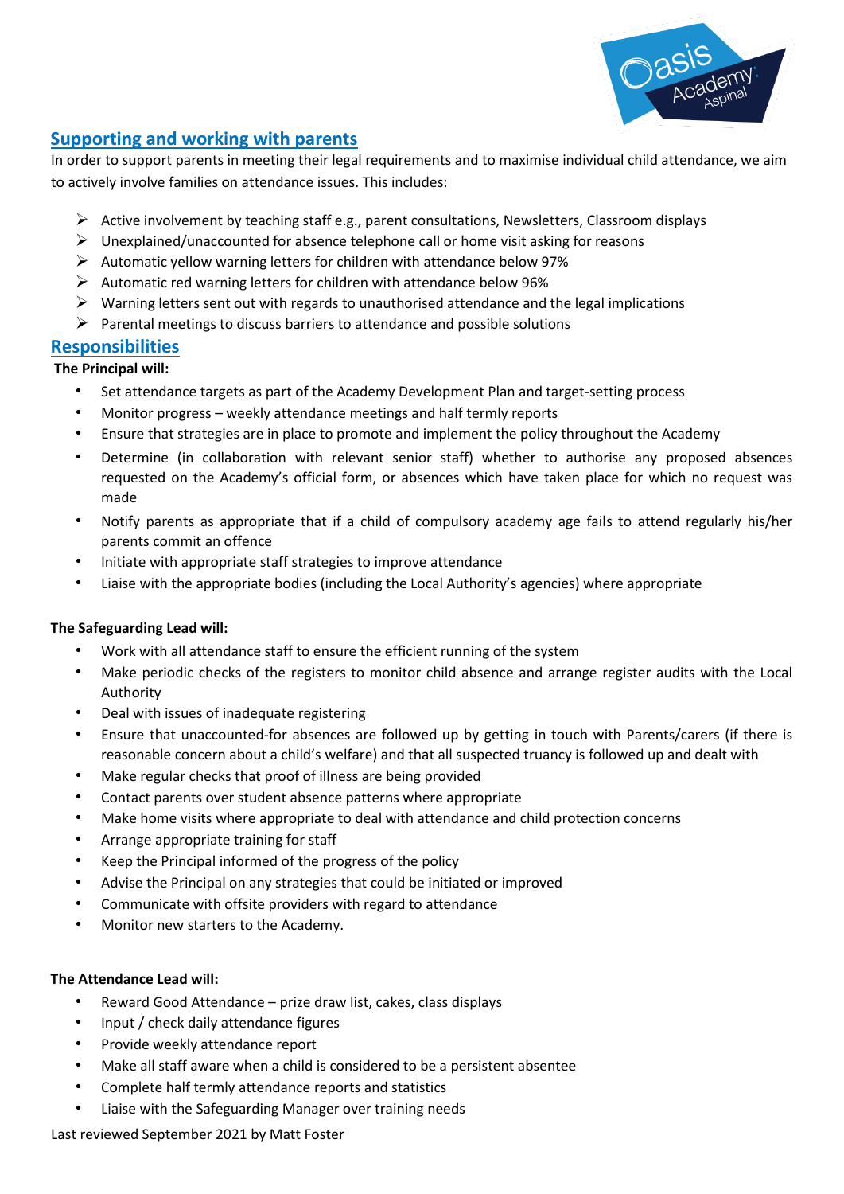## Supporting and working with parents

In order to support parents in meeting their legal requirements and to maximise individual child attendance, we aim to actively involve families on attendance issues. This includes:

- Active involvement by teaching staff e.g., parent consultations, Newsletters, Classroom displays
- Unexplained/unaccounted for absence telephone call or home visit asking for reasons
- Automatic yellow warning letters for children with attendance below 97%
- Automatic red warning letters for children with attendance below 96%
- Warning letters sent out with regards to unauthorised attendance and the legal implications
- Parental meetings to discuss barriers to attendance and possible solutions

## Responsibilities

**The Principal will:**

- Set attendance targets as part of the Academy Development Plan and target-setting process
- Monitor progress – weekly attendance meetings and half termly reports
- Ensure that strategies are in place to promote and implement the policy throughout the Academy
- Determine (in collaboration with relevant senior staff) whether to authorise any proposed absences requested on the Academy's official form, or absences which have taken place for which no request was made
- Notify parents as appropriate that if a child of compulsory academy age fails to attend regularly his/her parents commit an offence
- Initiate with appropriate staff strategies to improve attendance
- Liaise with the appropriate bodies (including the Local Authority's agencies) where appropriate

**The Safeguarding Lead will:**

- Work with all attendance staff to ensure the efficient running of the system
- Make periodic checks of the registers to monitor child absence and arrange register audits with the Local Authority
- Deal with issues of inadequate registering
- Ensure that unaccounted-for absences are followed up by getting in touch with Parents/carers (if there is reasonable concern about a child's welfare) and that all suspected truancy is followed up and dealt with
- Make regular checks that proof of illness are being provided
- Contact parents over student absence patterns where appropriate
- Make home visits where appropriate to deal with attendance and child protection concerns
- Arrange appropriate training for staff
- Keep the Principal informed of the progress of the policy
- Advise the Principal on any strategies that could be initiated or improved
- Communicate with offsite providers with regard to attendance
- Monitor new starters to the Academy.

**The Attendance Lead will:**

- Reward Good Attendance – prize draw list, cakes, class displays
- Input / check daily attendance figures
- Provide weekly attendance report
- Make all staff aware when a child is considered to be a persistent absentee
- Complete half termly attendance reports and statistics
- Liaise with the Safeguarding Manager over training needs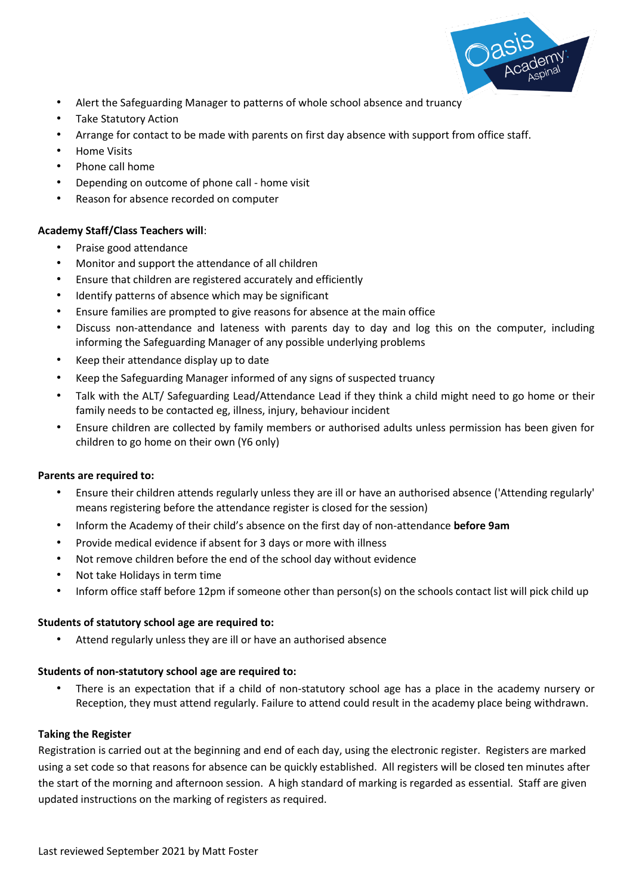- Alert the Safeguarding Manager to patterns of whole school absence and truancy
- Take Statutory Action
- Arrange for contact to be made with parents on first day absence with support from office staff.
- Home Visits
- Phone call home
- Depending on outcome of phone call - home visit
- Reason for absence recorded on computer

**Academy Staff/Class Teachers will**:

- Praise good attendance
- Monitor and support the attendance of all children
- Ensure that children are registered accurately and efficiently
- Identify patterns of absence which may be significant
- Ensure families are prompted to give reasons for absence at the main office
- Discuss non-attendance and lateness with parents day to day and log this on the computer, including informing the Safeguarding Manager of any possible underlying problems
- Keep their attendance display up to date
- Keep the Safeguarding Manager informed of any signs of suspected truancy
- Talk with the ALT/ Safeguarding Lead/Attendance Lead if they think a child might need to go home or their family needs to be contacted eg, illness, injury, behaviour incident
- Ensure children are collected by family members or authorised adults unless permission has been given for children to go home on their own (Y6 only)

**Parents are required to:**

- Ensure their children attends regularly unless they are ill or have an authorised absence ('Attending regularly' means registering before the attendance register is closed for the session)
- Inform the Academy of their child's absence on the first day of non-attendance **before 9am**
- Provide medical evidence if absent for 3 days or more with illness
- Not remove children before the end of the school day without evidence
- Not take Holidays in term time
- Inform office staff before 12pm if someone other than person(s) on the schools contact list will pick child up

**Students of statutory school age are required to:**

- Attend regularly unless they are ill or have an authorised absence

**Students of non-statutory school age are required to:**

- There is an expectation that if a child of non-statutory school age has a place in the academy nursery or Reception, they must attend regularly. Failure to attend could result in the academy place being withdrawn.

**Taking the Register**

Registration is carried out at the beginning and end of each day, using the electronic register. Registers are marked using a set code so that reasons for absence can be quickly established. All registers will be closed ten minutes after the start of the morning and afternoon session. A high standard of marking is regarded as essential. Staff are given updated instructions on the marking of registers as required.

Last reviewed September 2021 by Matt Foster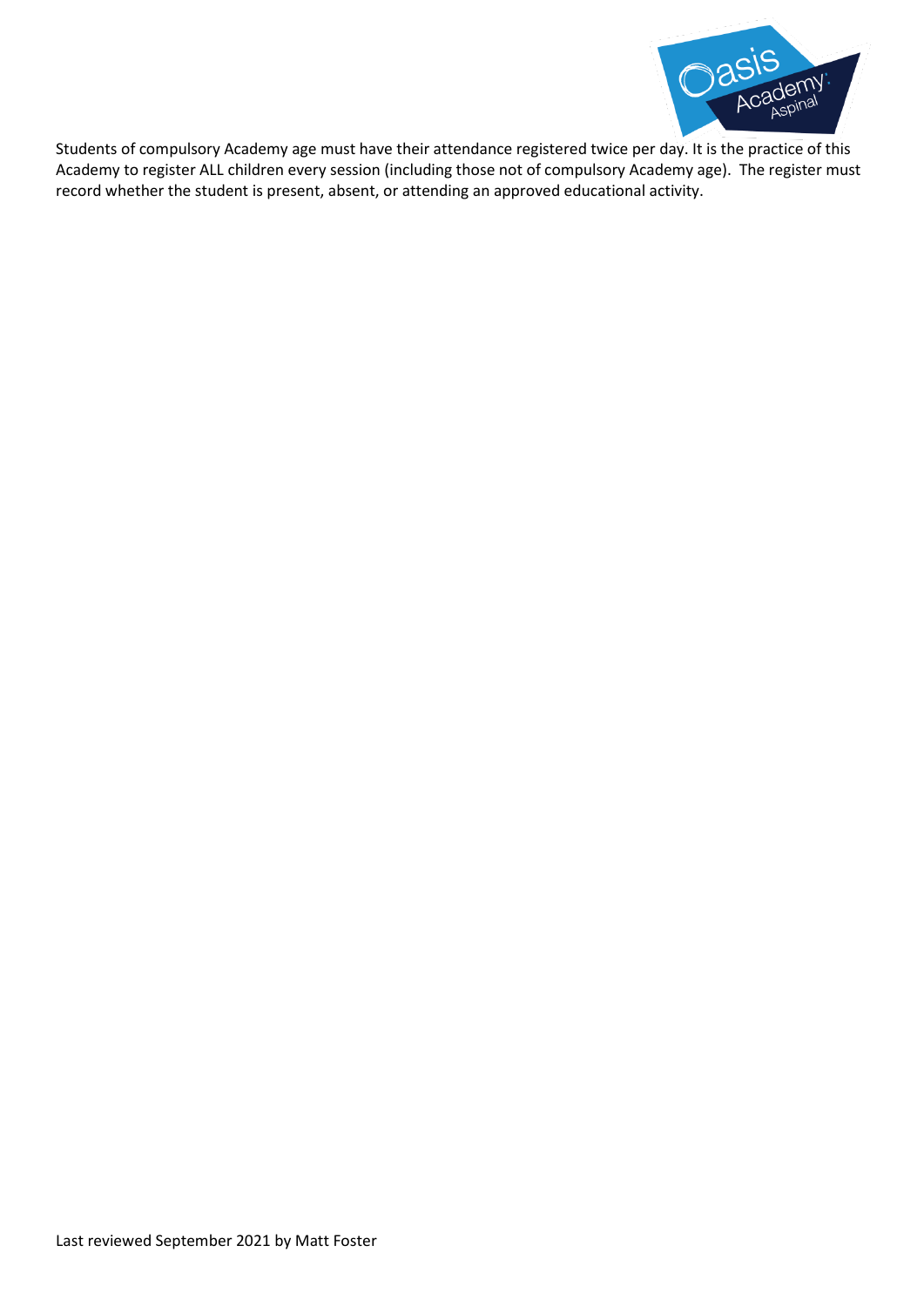Students of compulsory Academy age must have their attendance registered twice per day. It is the practice of this Academy to register ALL children every session (including those not of compulsory Academy age). The register must record whether the student is present, absent, or attending an approved educational activity.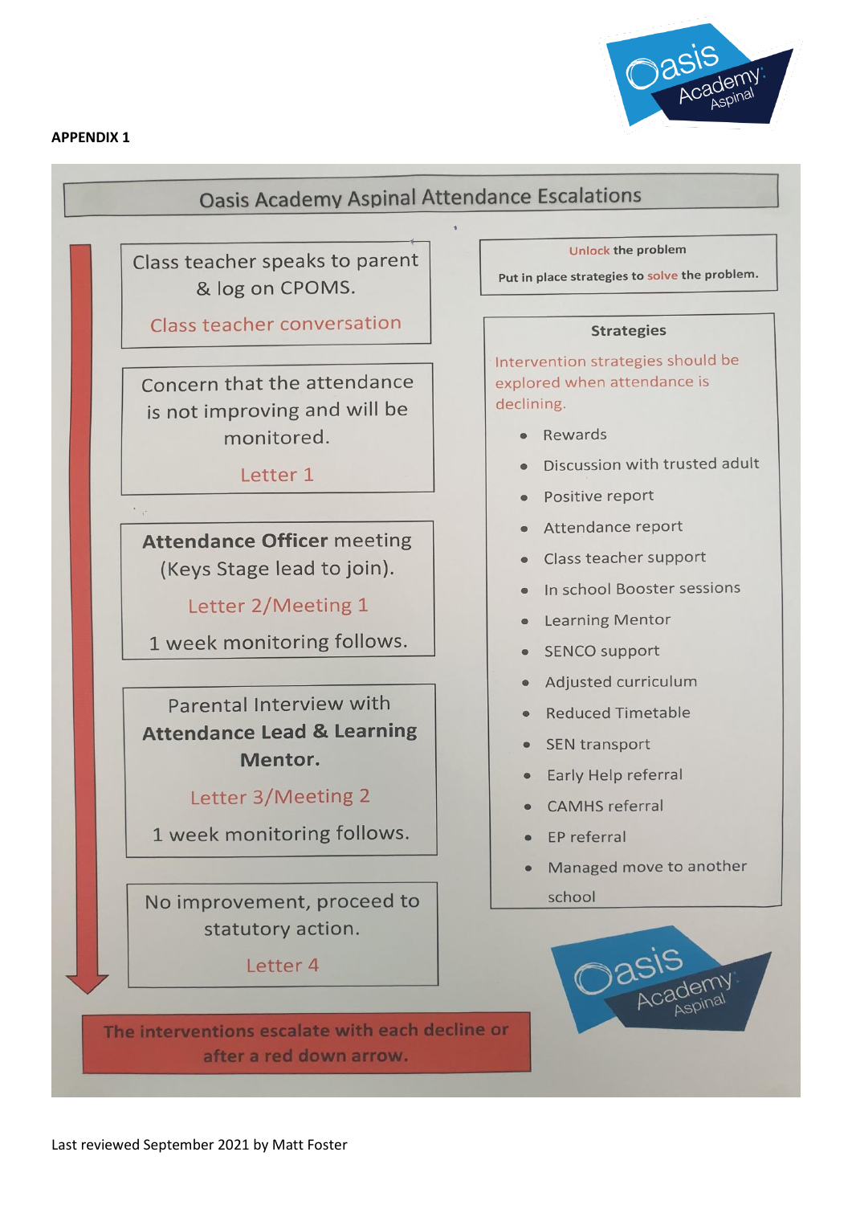**APPENDIX 1**

## Oasis Academy Aspinal Attendance Escalations

Class teacher speaks to parent & log on CPOMS.

Class teacher conversation

Concern that the attendance is not improving and will be monitored.

Letter 1

**Attendance Officer** meeting (Keys Stage lead to join).

Letter 2/Meeting 1

1 week monitoring follows.

Parental Interview with **Attendance Lead & Learning Mentor.**

Letter 3/Meeting 2

1 week monitoring follows.

No improvement, proceed to statutory action.

Letter 4

**The interventions escalate with each decline or after a red down arrow.**

**Unlock the problem**

**Put in place strategies to solve the problem.**

**Strategies**

Intervention strategies should be explored when attendance is declining.

- Rewards
- Discussion with trusted adult
- Positive report
- Attendance report
- Class teacher support
- In school Booster sessions
- Learning Mentor
- SENCO support
- Adjusted curriculum
- Reduced Timetable
- SEN transport
- Early Help referral
- CAMHS referral
- EP referral
- Managed move to another school

Last reviewed September 2021 by Matt Foster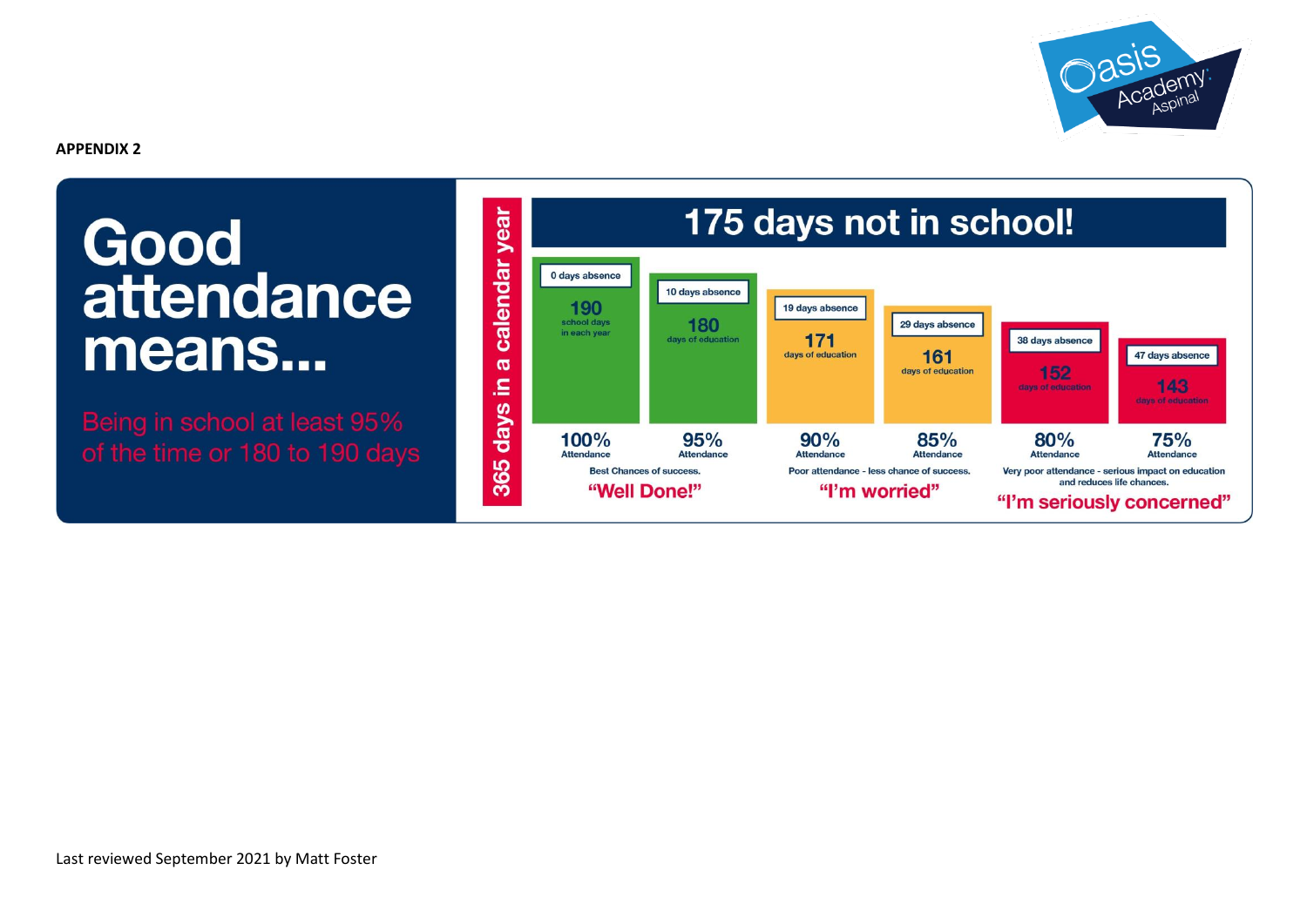**APPENDIX 2**

# Good attendance means...

Being in school at least 95% of the time or 180 to 190 days

365 days in a calendar year

## 175 days not in school!

0 days absence
190
school days in each year
100%
Attendance

10 days absence
180
days of education
95%
Attendance

19 days absence
171
days of education
90%
Attendance

29 days absence
161
days of education
85%
Attendance

38 days absence
152
days of education
80%
Attendance

47 days absence
143
days of education
75%
Attendance

Best Chances of success.
"Well Done!"

Poor attendance - less chance of success.
"I'm worried"

Very poor attendance - serious impact on education and reduces life chances.
"I'm seriously concerned"

Last reviewed September 2021 by Matt Foster